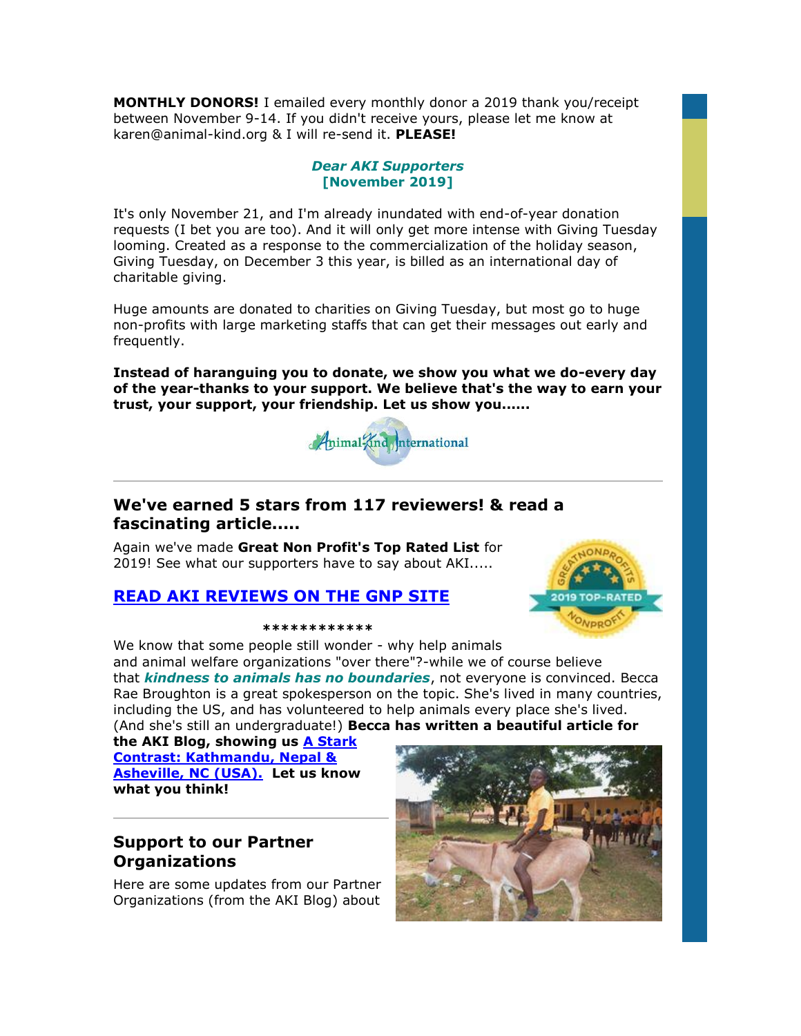**MONTHLY DONORS!** I emailed every monthly donor a 2019 thank you/receipt between November 9-14. If you didn't receive yours, please let me know at karen@animal-kind.org & I will re-send it. **PLEASE!**

***Dear AKI Supporters***
**[November 2019]**

It's only November 21, and I'm already inundated with end-of-year donation requests (I bet you are too). And it will only get more intense with Giving Tuesday looming. Created as a response to the commercialization of the holiday season, Giving Tuesday, on December 3 this year, is billed as an international day of charitable giving.

Huge amounts are donated to charities on Giving Tuesday, but most go to huge non-profits with large marketing staffs that can get their messages out early and frequently.

**Instead of haranguing you to donate, we show you what we do-every day of the year-thanks to your support. We believe that's the way to earn your trust, your support, your friendship. Let us show you......**

---

## We've earned 5 stars from 117 reviewers! & read a fascinating article.....

Again we've made **Great Non Profit's Top Rated List** for 2019! See what our supporters have to say about AKI.....

**READ AKI REVIEWS ON THE GNP SITE**

************

We know that some people still wonder - why help animals and animal welfare organizations "over there"?-while we of course believe that ***kindness to animals has no boundaries***, not everyone is convinced. Becca Rae Broughton is a great spokesperson on the topic. She's lived in many countries, including the US, and has volunteered to help animals every place she's lived. (And she's still an undergraduate!) **Becca has written a beautiful article for the AKI Blog, showing us A Stark Contrast: Kathmandu, Nepal & Asheville, NC (USA). Let us know what you think!**

---

## Support to our Partner Organizations

Here are some updates from our Partner Organizations (from the AKI Blog) about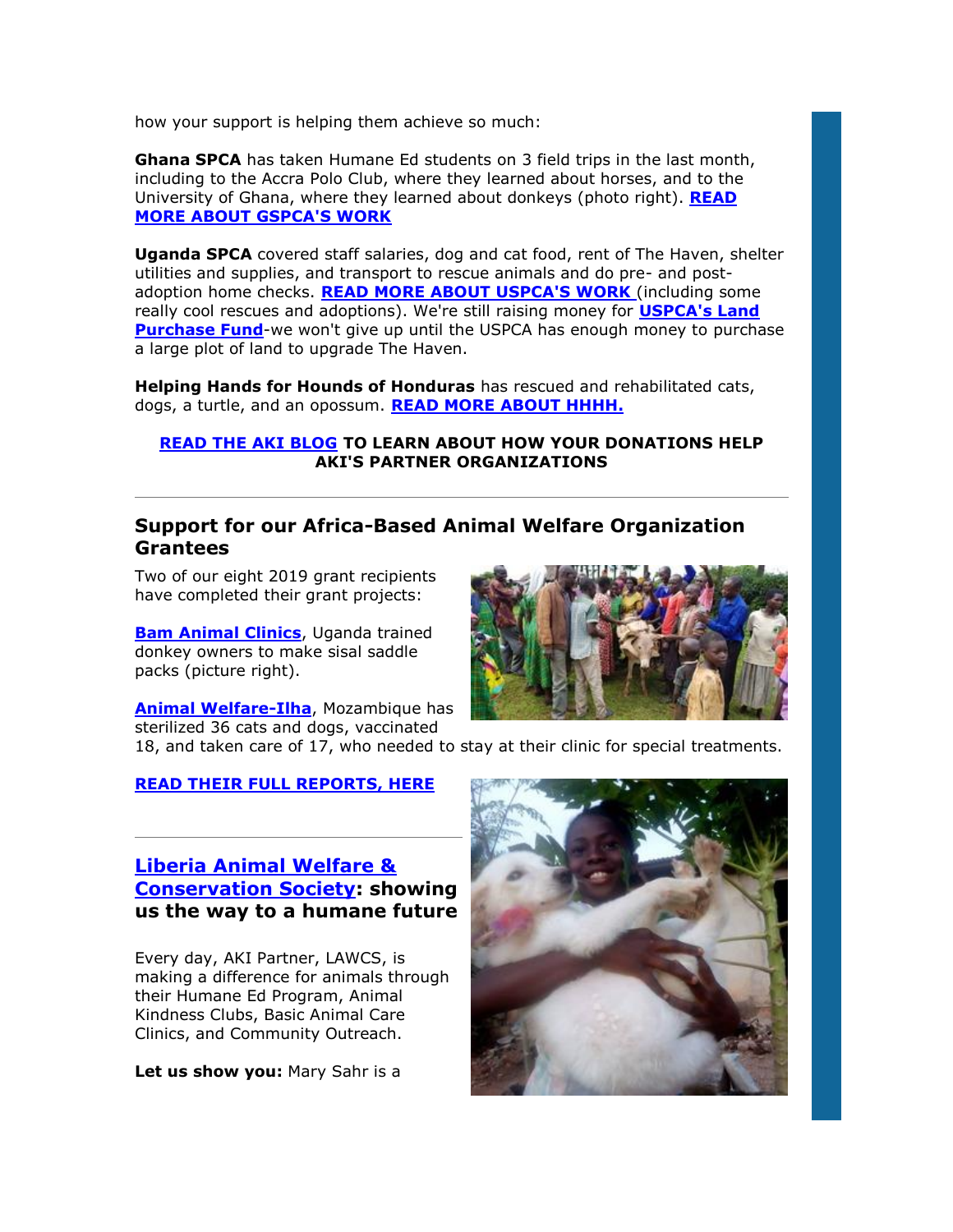how your support is helping them achieve so much:

**Ghana SPCA** has taken Humane Ed students on 3 field trips in the last month, including to the Accra Polo Club, where they learned about horses, and to the University of Ghana, where they learned about donkeys (photo right). **READ MORE ABOUT GSPCA'S WORK**

**Uganda SPCA** covered staff salaries, dog and cat food, rent of The Haven, shelter utilities and supplies, and transport to rescue animals and do pre- and post-adoption home checks. **READ MORE ABOUT USPCA'S WORK** (including some really cool rescues and adoptions). We're still raising money for **USPCA's Land Purchase Fund**-we won't give up until the USPCA has enough money to purchase a large plot of land to upgrade The Haven.

**Helping Hands for Hounds of Honduras** has rescued and rehabilitated cats, dogs, a turtle, and an opossum. **READ MORE ABOUT HHHH.**

**READ THE AKI BLOG TO LEARN ABOUT HOW YOUR DONATIONS HELP AKI'S PARTNER ORGANIZATIONS**

---

## Support for our Africa-Based Animal Welfare Organization Grantees

Two of our eight 2019 grant recipients have completed their grant projects:

**Bam Animal Clinics**, Uganda trained donkey owners to make sisal saddle packs (picture right).

**Animal Welfare-Ilha**, Mozambique has sterilized 36 cats and dogs, vaccinated 18, and taken care of 17, who needed to stay at their clinic for special treatments.

**READ THEIR FULL REPORTS, HERE**

---

## Liberia Animal Welfare & Conservation Society: showing us the way to a humane future

Every day, AKI Partner, LAWCS, is making a difference for animals through their Humane Ed Program, Animal Kindness Clubs, Basic Animal Care Clinics, and Community Outreach.

**Let us show you:** Mary Sahr is a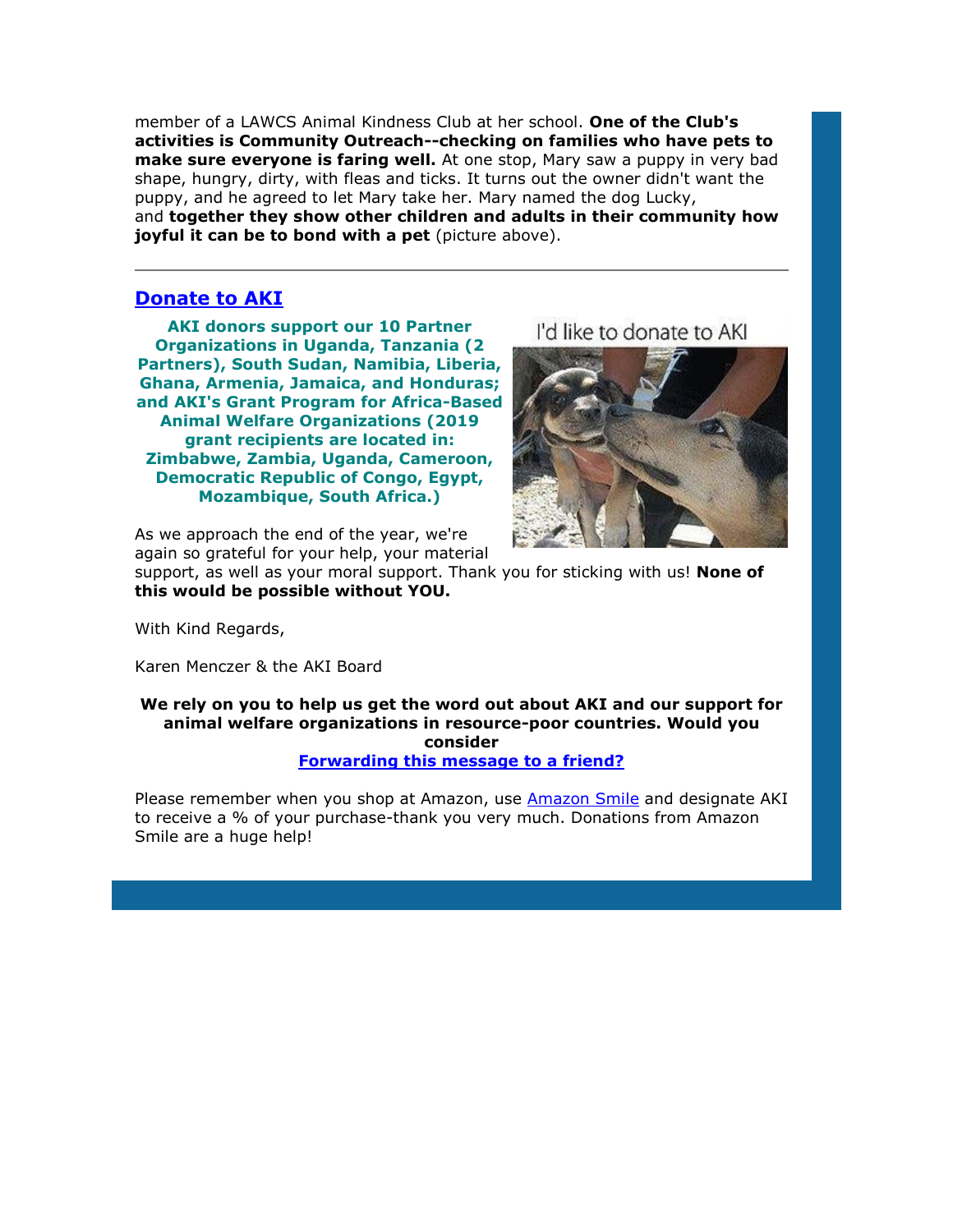member of a LAWCS Animal Kindness Club at her school. **One of the Club's activities is Community Outreach--checking on families who have pets to make sure everyone is faring well.** At one stop, Mary saw a puppy in very bad shape, hungry, dirty, with fleas and ticks. It turns out the owner didn't want the puppy, and he agreed to let Mary take her. Mary named the dog Lucky, and **together they show other children and adults in their community how joyful it can be to bond with a pet** (picture above).

---

## Donate to AKI

**AKI donors support our 10 Partner Organizations in Uganda, Tanzania (2 Partners), South Sudan, Namibia, Liberia, Ghana, Armenia, Jamaica, and Honduras; and AKI's Grant Program for Africa-Based Animal Welfare Organizations (2019 grant recipients are located in: Zimbabwe, Zambia, Uganda, Cameroon, Democratic Republic of Congo, Egypt, Mozambique, South Africa.)**

I'd like to donate to AKI

As we approach the end of the year, we're again so grateful for your help, your material support, as well as your moral support. Thank you for sticking with us! **None of this would be possible without YOU.**

With Kind Regards,

Karen Menczer & the AKI Board

**We rely on you to help us get the word out about AKI and our support for animal welfare organizations in resource-poor countries. Would you consider**
**Forwarding this message to a friend?**

Please remember when you shop at Amazon, use Amazon Smile and designate AKI to receive a % of your purchase-thank you very much. Donations from Amazon Smile are a huge help!